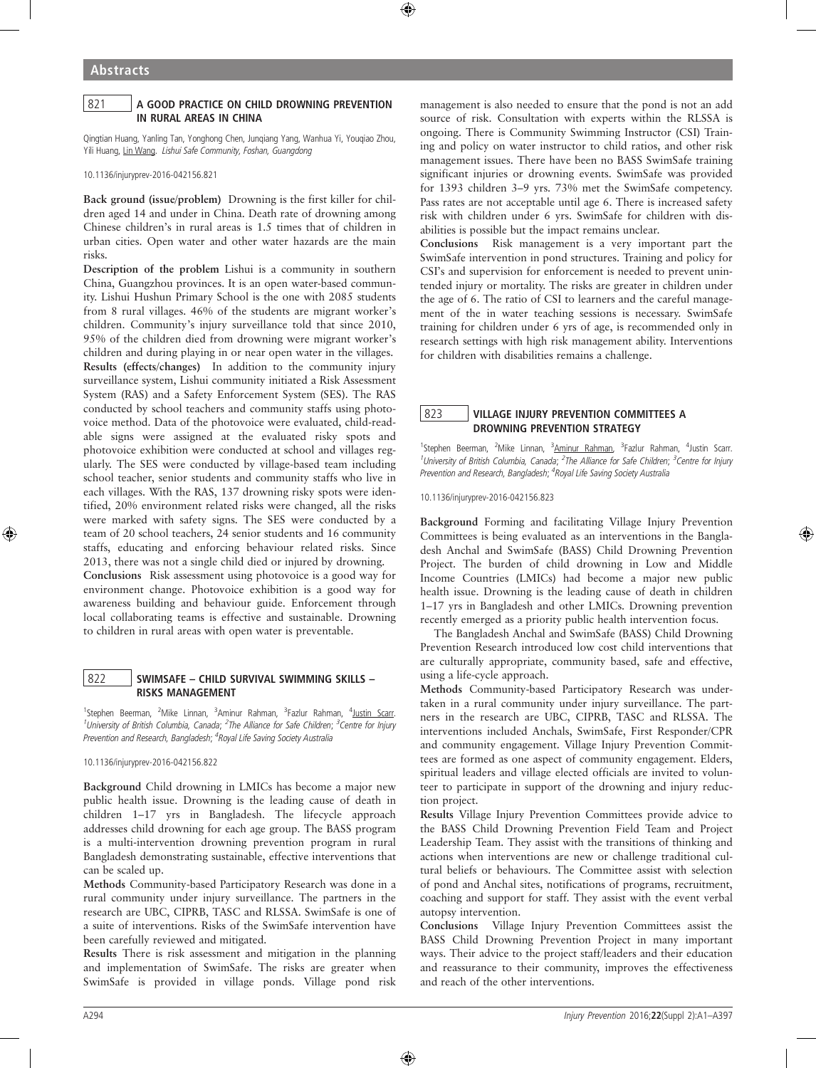## Abstracts

### 821 A GOOD PRACTICE ON CHILD DROWNING PREVENTION IN RURAL AREAS IN CHINA

Qingtian Huang, Yanling Tan, Yonghong Chen, Junqiang Yang, Wanhua Yi, Youqiao Zhou, Yili Huang, Lin Wang. *Lishui Safe Community, Foshan, Guangdong*

10.1136/injuryprev-2016-042156.821

**Back ground (issue/problem)** Drowning is the first killer for children aged 14 and under in China. Death rate of drowning among Chinese children's in rural areas is 1.5 times that of children in urban cities. Open water and other water hazards are the main risks.

**Description of the problem** Lishui is a community in southern China, Guangzhou provinces. It is an open water-based community. Lishui Hushun Primary School is the one with 2085 students from 8 rural villages. 46% of the students are migrant worker's children. Community's injury surveillance told that since 2010, 95% of the children died from drowning were migrant worker's children and during playing in or near open water in the villages.

**Results (effects/changes)** In addition to the community injury surveillance system, Lishui community initiated a Risk Assessment System (RAS) and a Safety Enforcement System (SES). The RAS conducted by school teachers and community staffs using photovoice method. Data of the photovoice were evaluated, child-readable signs were assigned at the evaluated risky spots and photovoice exhibition were conducted at school and villages regularly. The SES were conducted by village-based team including school teacher, senior students and community staffs who live in each villages. With the RAS, 137 drowning risky spots were identified, 20% environment related risks were changed, all the risks were marked with safety signs. The SES were conducted by a team of 20 school teachers, 24 senior students and 16 community staffs, educating and enforcing behaviour related risks. Since 2013, there was not a single child died or injured by drowning.

**Conclusions** Risk assessment using photovoice is a good way for environment change. Photovoice exhibition is a good way for awareness building and behaviour guide. Enforcement through local collaborating teams is effective and sustainable. Drowning to children in rural areas with open water is preventable.

### 822 SWIMSAFE – CHILD SURVIVAL SWIMMING SKILLS – RISKS MANAGEMENT

[1]Stephen Beerman, [2]Mike Linnan, [3]Aminur Rahman, [3]Fazlur Rahman, [4]Justin Scarr. [1]*University of British Columbia, Canada*; [2]*The Alliance for Safe Children*; [3]*Centre for Injury Prevention and Research, Bangladesh*; [4]*Royal Life Saving Society Australia*

10.1136/injuryprev-2016-042156.822

**Background** Child drowning in LMICs has become a major new public health issue. Drowning is the leading cause of death in children 1–17 yrs in Bangladesh. The lifecycle approach addresses child drowning for each age group. The BASS program is a multi-intervention drowning prevention program in rural Bangladesh demonstrating sustainable, effective interventions that can be scaled up.

**Methods** Community-based Participatory Research was done in a rural community under injury surveillance. The partners in the research are UBC, CIPRB, TASC and RLSSA. SwimSafe is one of a suite of interventions. Risks of the SwimSafe intervention have been carefully reviewed and mitigated.

**Results** There is risk assessment and mitigation in the planning and implementation of SwimSafe. The risks are greater when SwimSafe is provided in village ponds. Village pond risk management is also needed to ensure that the pond is not an add source of risk. Consultation with experts within the RLSSA is ongoing. There is Community Swimming Instructor (CSI) Training and policy on water instructor to child ratios, and other risk management issues. There have been no BASS SwimSafe training significant injuries or drowning events. SwimSafe was provided for 1393 children 3–9 yrs. 73% met the SwimSafe competency. Pass rates are not acceptable until age 6. There is increased safety risk with children under 6 yrs. SwimSafe for children with disabilities is possible but the impact remains unclear.

**Conclusions** Risk management is a very important part the SwimSafe intervention in pond structures. Training and policy for CSI's and supervision for enforcement is needed to prevent unintended injury or mortality. The risks are greater in children under the age of 6. The ratio of CSI to learners and the careful management of the in water teaching sessions is necessary. SwimSafe training for children under 6 yrs of age, is recommended only in research settings with high risk management ability. Interventions for children with disabilities remains a challenge.

### 823 VILLAGE INJURY PREVENTION COMMITTEES A DROWNING PREVENTION STRATEGY

[1]Stephen Beerman, [2]Mike Linnan, [3]Aminur Rahman, [3]Fazlur Rahman, [4]Justin Scarr. [1]*University of British Columbia, Canada*; [2]*The Alliance for Safe Children*; [3]*Centre for Injury Prevention and Research, Bangladesh*; [4]*Royal Life Saving Society Australia*

10.1136/injuryprev-2016-042156.823

**Background** Forming and facilitating Village Injury Prevention Committees is being evaluated as an interventions in the Bangladesh Anchal and SwimSafe (BASS) Child Drowning Prevention Project. The burden of child drowning in Low and Middle Income Countries (LMICs) had become a major new public health issue. Drowning is the leading cause of death in children 1–17 yrs in Bangladesh and other LMICs. Drowning prevention recently emerged as a priority public health intervention focus.

The Bangladesh Anchal and SwimSafe (BASS) Child Drowning Prevention Research introduced low cost child interventions that are culturally appropriate, community based, safe and effective, using a life-cycle approach.

**Methods** Community-based Participatory Research was undertaken in a rural community under injury surveillance. The partners in the research are UBC, CIPRB, TASC and RLSSA. The interventions included Anchals, SwimSafe, First Responder/CPR and community engagement. Village Injury Prevention Committees are formed as one aspect of community engagement. Elders, spiritual leaders and village elected officials are invited to volunteer to participate in support of the drowning and injury reduction project.

**Results** Village Injury Prevention Committees provide advice to the BASS Child Drowning Prevention Field Team and Project Leadership Team. They assist with the transitions of thinking and actions when interventions are new or challenge traditional cultural beliefs or behaviours. The Committee assist with selection of pond and Anchal sites, notifications of programs, recruitment, coaching and support for staff. They assist with the event verbal autopsy intervention.

**Conclusions** Village Injury Prevention Committees assist the BASS Child Drowning Prevention Project in many important ways. Their advice to the project staff/leaders and their education and reassurance to their community, improves the effectiveness and reach of the other interventions.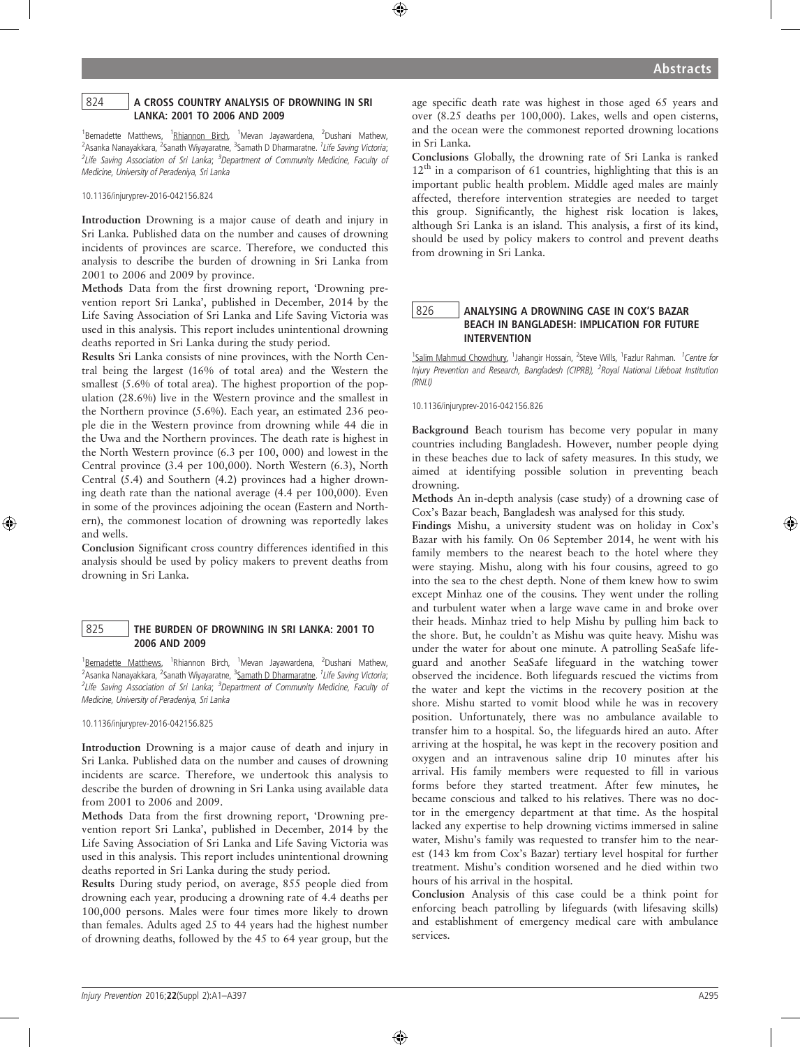## 824 A CROSS COUNTRY ANALYSIS OF DROWNING IN SRI LANKA: 2001 TO 2006 AND 2009

[1]Bernadette Matthews, [1]Rhiannon Birch, [1]Mevan Jayawardena, [2]Dushani Mathew, [2]Asanka Nanayakkara, [2]Sanath Wiyayaratne, [3]Samath D Dharmaratne. [1]*Life Saving Victoria*; [2]*Life Saving Association of Sri Lanka*; [3]*Department of Community Medicine, Faculty of Medicine, University of Peradeniya, Sri Lanka*

10.1136/injuryprev-2016-042156.824

**Introduction** Drowning is a major cause of death and injury in Sri Lanka. Published data on the number and causes of drowning incidents of provinces are scarce. Therefore, we conducted this analysis to describe the burden of drowning in Sri Lanka from 2001 to 2006 and 2009 by province.

**Methods** Data from the first drowning report, 'Drowning prevention report Sri Lanka', published in December, 2014 by the Life Saving Association of Sri Lanka and Life Saving Victoria was used in this analysis. This report includes unintentional drowning deaths reported in Sri Lanka during the study period.

**Results** Sri Lanka consists of nine provinces, with the North Central being the largest (16% of total area) and the Western the smallest (5.6% of total area). The highest proportion of the population (28.6%) live in the Western province and the smallest in the Northern province (5.6%). Each year, an estimated 236 people die in the Western province from drowning while 44 die in the Uwa and the Northern provinces. The death rate is highest in the North Western province (6.3 per 100, 000) and lowest in the Central province (3.4 per 100,000). North Western (6.3), North Central (5.4) and Southern (4.2) provinces had a higher drowning death rate than the national average (4.4 per 100,000). Even in some of the provinces adjoining the ocean (Eastern and Northern), the commonest location of drowning was reportedly lakes and wells.

**Conclusion** Significant cross country differences identified in this analysis should be used by policy makers to prevent deaths from drowning in Sri Lanka.

## 825 THE BURDEN OF DROWNING IN SRI LANKA: 2001 TO 2006 AND 2009

[1]Bernadette Matthews, [1]Rhiannon Birch, [1]Mevan Jayawardena, [2]Dushani Mathew, [2]Asanka Nanayakkara, [2]Sanath Wiyayaratne, [3]Samath D Dharmaratne. [1]*Life Saving Victoria*; [2]*Life Saving Association of Sri Lanka*; [3]*Department of Community Medicine, Faculty of Medicine, University of Peradeniya, Sri Lanka*

10.1136/injuryprev-2016-042156.825

**Introduction** Drowning is a major cause of death and injury in Sri Lanka. Published data on the number and causes of drowning incidents are scarce. Therefore, we undertook this analysis to describe the burden of drowning in Sri Lanka using available data from 2001 to 2006 and 2009.

**Methods** Data from the first drowning report, 'Drowning prevention report Sri Lanka', published in December, 2014 by the Life Saving Association of Sri Lanka and Life Saving Victoria was used in this analysis. This report includes unintentional drowning deaths reported in Sri Lanka during the study period.

**Results** During study period, on average, 855 people died from drowning each year, producing a drowning rate of 4.4 deaths per 100,000 persons. Males were four times more likely to drown than females. Adults aged 25 to 44 years had the highest number of drowning deaths, followed by the 45 to 64 year group, but the age specific death rate was highest in those aged 65 years and over (8.25 deaths per 100,000). Lakes, wells and open cisterns, and the ocean were the commonest reported drowning locations in Sri Lanka.

**Conclusions** Globally, the drowning rate of Sri Lanka is ranked $12^{th}$ in a comparison of 61 countries, highlighting that this is an important public health problem. Middle aged males are mainly affected, therefore intervention strategies are needed to target this group. Significantly, the highest risk location is lakes, although Sri Lanka is an island. This analysis, a first of its kind, should be used by policy makers to control and prevent deaths from drowning in Sri Lanka.

## 826 ANALYSING A DROWNING CASE IN COX'S BAZAR BEACH IN BANGLADESH: IMPLICATION FOR FUTURE INTERVENTION

[1]Salim Mahmud Chowdhury, [1]Jahangir Hossain, [2]Steve Wills, [1]Fazlur Rahman. [1]*Centre for Injury Prevention and Research, Bangladesh (CIPRB)*, [2]*Royal National Lifeboat Institution (RNLI)*

10.1136/injuryprev-2016-042156.826

**Background** Beach tourism has become very popular in many countries including Bangladesh. However, number people dying in these beaches due to lack of safety measures. In this study, we aimed at identifying possible solution in preventing beach drowning.

**Methods** An in-depth analysis (case study) of a drowning case of Cox's Bazar beach, Bangladesh was analysed for this study.

**Findings** Mishu, a university student was on holiday in Cox's Bazar with his family. On 06 September 2014, he went with his family members to the nearest beach to the hotel where they were staying. Mishu, along with his four cousins, agreed to go into the sea to the chest depth. None of them knew how to swim except Minhaz one of the cousins. They went under the rolling and turbulent water when a large wave came in and broke over their heads. Minhaz tried to help Mishu by pulling him back to the shore. But, he couldn't as Mishu was quite heavy. Mishu was under the water for about one minute. A patrolling SeaSafe lifeguard and another SeaSafe lifeguard in the watching tower observed the incidence. Both lifeguards rescued the victims from the water and kept the victims in the recovery position at the shore. Mishu started to vomit blood while he was in recovery position. Unfortunately, there was no ambulance available to transfer him to a hospital. So, the lifeguards hired an auto. After arriving at the hospital, he was kept in the recovery position and oxygen and an intravenous saline drip 10 minutes after his arrival. His family members were requested to fill in various forms before they started treatment. After few minutes, he became conscious and talked to his relatives. There was no doctor in the emergency department at that time. As the hospital lacked any expertise to help drowning victims immersed in saline water, Mishu's family was requested to transfer him to the nearest (143 km from Cox's Bazar) tertiary level hospital for further treatment. Mishu's condition worsened and he died within two hours of his arrival in the hospital.

**Conclusion** Analysis of this case could be a think point for enforcing beach patrolling by lifeguards (with lifesaving skills) and establishment of emergency medical care with ambulance services.